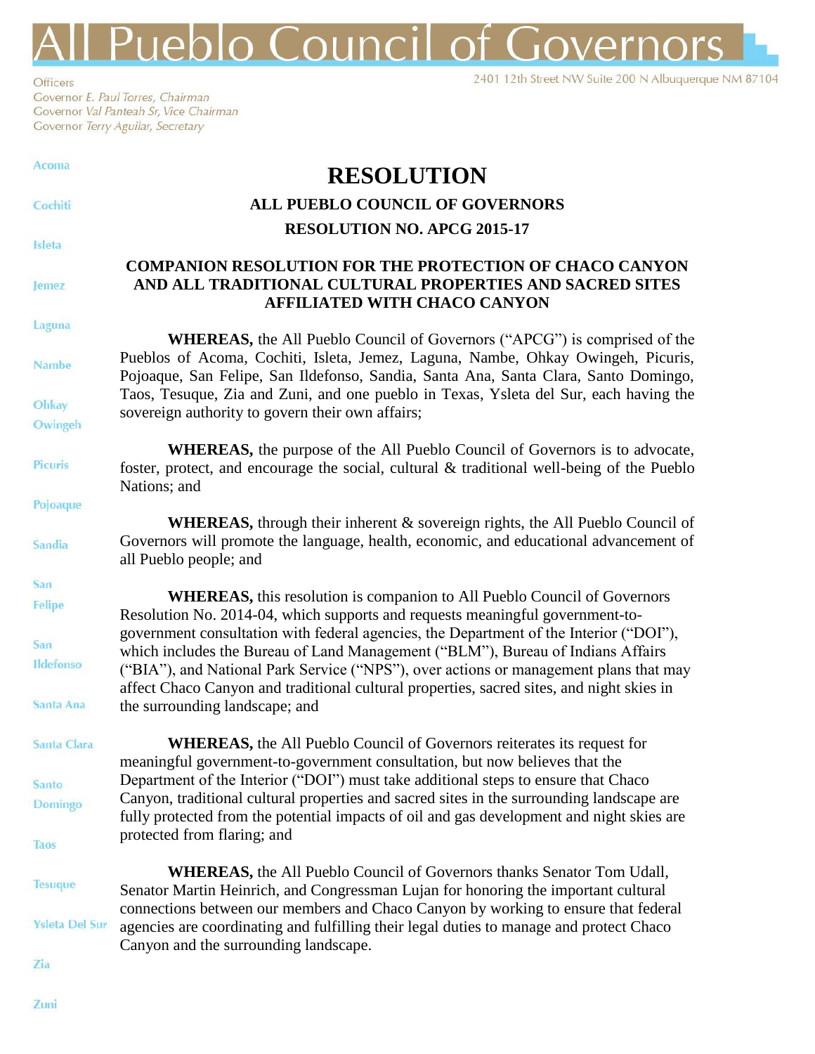# All Pueblo Council of Governors

Officers
Governor *E. Paul Torres*, Chairman
Governor *Val Panteah Sr*, Vice Chairman
Governor *Terry Aguilar*, Secretary

2401 12th Street NW Suite 200 N Albuquerque NM 87104

Acoma
Cochiti
Isleta
Jemez
Laguna
Nambe
Ohkay Owingeh
Picuris
Pojoaque
Sandia
San Felipe
San Ildefonso
Santa Ana
Santa Clara
Santo Domingo
Taos
Tesuque
Ysleta Del Sur
Zia
Zuni

# RESOLUTION

## ALL PUEBLO COUNCIL OF GOVERNORS

## RESOLUTION NO. APCG 2015-17

### COMPANION RESOLUTION FOR THE PROTECTION OF CHACO CANYON AND ALL TRADITIONAL CULTURAL PROPERTIES AND SACRED SITES AFFILIATED WITH CHACO CANYON

**WHEREAS,** the All Pueblo Council of Governors ("APCG") is comprised of the Pueblos of Acoma, Cochiti, Isleta, Jemez, Laguna, Nambe, Ohkay Owingeh, Picuris, Pojoaque, San Felipe, San Ildefonso, Sandia, Santa Ana, Santa Clara, Santo Domingo, Taos, Tesuque, Zia and Zuni, and one pueblo in Texas, Ysleta del Sur, each having the sovereign authority to govern their own affairs;

**WHEREAS,** the purpose of the All Pueblo Council of Governors is to advocate, foster, protect, and encourage the social, cultural & traditional well-being of the Pueblo Nations; and

**WHEREAS,** through their inherent & sovereign rights, the All Pueblo Council of Governors will promote the language, health, economic, and educational advancement of all Pueblo people; and

**WHEREAS,** this resolution is companion to All Pueblo Council of Governors Resolution No. 2014-04, which supports and requests meaningful government-to-government consultation with federal agencies, the Department of the Interior ("DOI"), which includes the Bureau of Land Management ("BLM"), Bureau of Indians Affairs ("BIA"), and National Park Service ("NPS"), over actions or management plans that may affect Chaco Canyon and traditional cultural properties, sacred sites, and night skies in the surrounding landscape; and

**WHEREAS,** the All Pueblo Council of Governors reiterates its request for meaningful government-to-government consultation, but now believes that the Department of the Interior ("DOI") must take additional steps to ensure that Chaco Canyon, traditional cultural properties and sacred sites in the surrounding landscape are fully protected from the potential impacts of oil and gas development and night skies are protected from flaring; and

**WHEREAS,** the All Pueblo Council of Governors thanks Senator Tom Udall, Senator Martin Heinrich, and Congressman Lujan for honoring the important cultural connections between our members and Chaco Canyon by working to ensure that federal agencies are coordinating and fulfilling their legal duties to manage and protect Chaco Canyon and the surrounding landscape.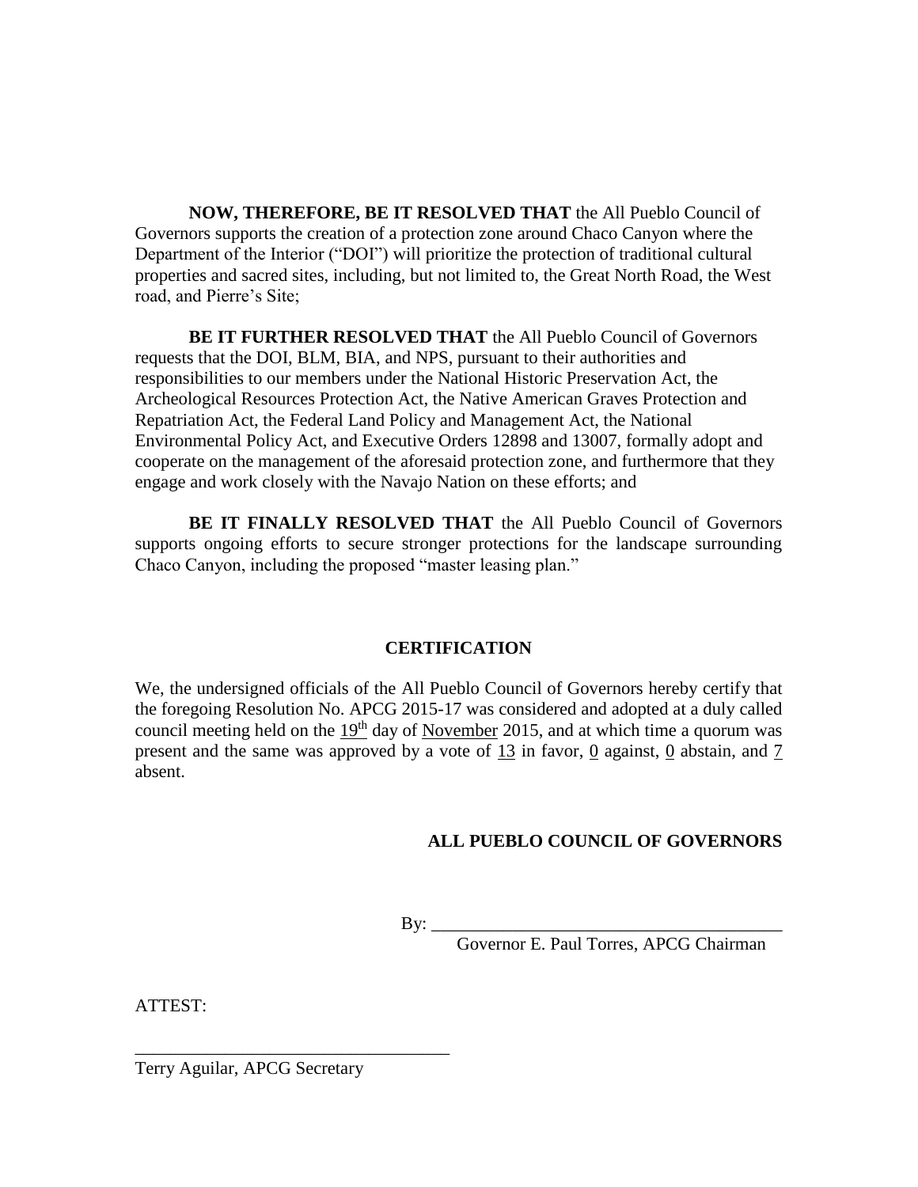**NOW, THEREFORE, BE IT RESOLVED THAT** the All Pueblo Council of Governors supports the creation of a protection zone around Chaco Canyon where the Department of the Interior ("DOI") will prioritize the protection of traditional cultural properties and sacred sites, including, but not limited to, the Great North Road, the West road, and Pierre's Site;

**BE IT FURTHER RESOLVED THAT** the All Pueblo Council of Governors requests that the DOI, BLM, BIA, and NPS, pursuant to their authorities and responsibilities to our members under the National Historic Preservation Act, the Archeological Resources Protection Act, the Native American Graves Protection and Repatriation Act, the Federal Land Policy and Management Act, the National Environmental Policy Act, and Executive Orders 12898 and 13007, formally adopt and cooperate on the management of the aforesaid protection zone, and furthermore that they engage and work closely with the Navajo Nation on these efforts; and

**BE IT FINALLY RESOLVED THAT** the All Pueblo Council of Governors supports ongoing efforts to secure stronger protections for the landscape surrounding Chaco Canyon, including the proposed "master leasing plan."

**CERTIFICATION**

We, the undersigned officials of the All Pueblo Council of Governors hereby certify that the foregoing Resolution No. APCG 2015-17 was considered and adopted at a duly called council meeting held on the 19th day of November 2015, and at which time a quorum was present and the same was approved by a vote of 13 in favor, 0 against, 0 abstain, and 7 absent.

**ALL PUEBLO COUNCIL OF GOVERNORS**

By: _______________________________________
Governor E. Paul Torres, APCG Chairman

ATTEST:

___________________________________
Terry Aguilar, APCG Secretary